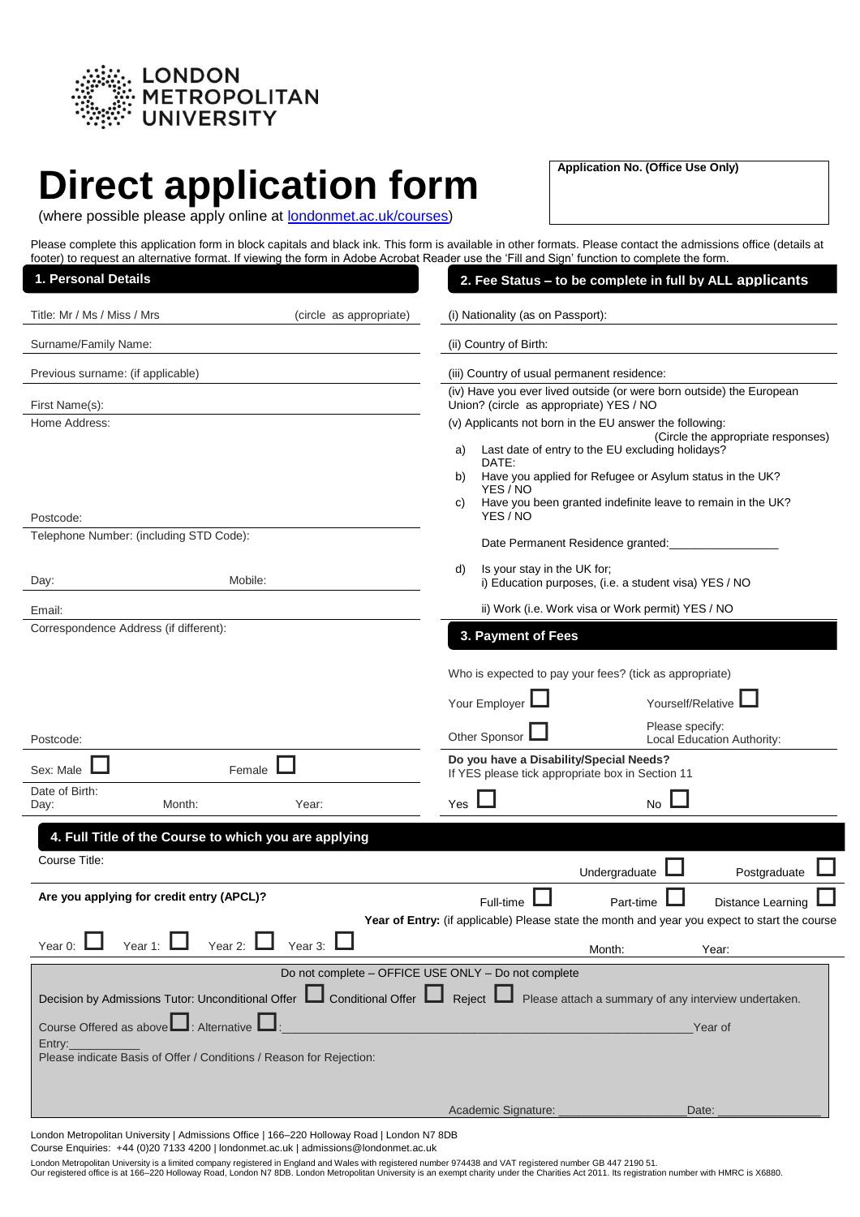LONDON METROPOLITAN UNIVERSITY

# Direct application form

(where possible please apply online at londonmet.ac.uk/courses)

**Application No. (Office Use Only)**

Please complete this application form in block capitals and black ink. This form is available in other formats. Please contact the admissions office (details at footer) to request an alternative format. If viewing the form in Adobe Acrobat Reader use the 'Fill and Sign' function to complete the form.

## 1. Personal Details

Title: Mr / Ms / Miss / Mrs (circle as appropriate)

Surname/Family Name:

Previous surname: (if applicable)

First Name(s):

Home Address:

Postcode:

Telephone Number: (including STD Code):

Day: Mobile:

Email:

Correspondence Address (if different):

Postcode:

Sex: Male ☐ Female ☐

Date of Birth:
Day: Month: Year:

## 2. Fee Status – to be complete in full by ALL applicants

(i) Nationality (as on Passport):

(ii) Country of Birth:

(iii) Country of usual permanent residence:

(iv) Have you ever lived outside (or were born outside) the European Union? (circle as appropriate) YES / NO

(v) Applicants not born in the EU answer the following: (Circle the appropriate responses)

a) Last date of entry to the EU excluding holidays? DATE:

b) Have you applied for Refugee or Asylum status in the UK? YES / NO

c) Have you been granted indefinite leave to remain in the UK? YES / NO

Date Permanent Residence granted:________________

d) Is your stay in the UK for;
i) Education purposes, (i.e. a student visa) YES / NO
ii) Work (i.e. Work visa or Work permit) YES / NO

## 3. Payment of Fees

Who is expected to pay your fees? (tick as appropriate)

Your Employer ☐ Yourself/Relative ☐

Other Sponsor ☐ Please specify: Local Education Authority:

**Do you have a Disability/Special Needs?**
If YES please tick appropriate box in Section 11

Yes ☐ No ☐

## 4. Full Title of the Course to which you are applying

Course Title:

Undergraduate ☐ Postgraduate ☐

**Are you applying for credit entry (APCL)?**

Full-time ☐ Part-time ☐ Distance Learning ☐

**Year of Entry:** (if applicable) Please state the month and year you expect to start the course

Year 0: ☐ Year 1: ☐ Year 2: ☐ Year 3: ☐

Month: Year:

Do not complete – OFFICE USE ONLY – Do not complete

Decision by Admissions Tutor: Unconditional Offer ☐ Conditional Offer ☐ Reject ☐ Please attach a summary of any interview undertaken.

Course Offered as above ☐: Alternative ☐:________________________________________________ Year of Entry:__________

Please indicate Basis of Offer / Conditions / Reason for Rejection:

Academic Signature: ____________________ Date: ______________

London Metropolitan University | Admissions Office | 166–220 Holloway Road | London N7 8DB
Course Enquiries: +44 (0)20 7133 4200 | londonmet.ac.uk | admissions@londonmet.ac.uk

London Metropolitan University is a limited company registered in England and Wales with registered number 974438 and VAT registered number GB 447 2190 51.
Our registered office is at 166–220 Holloway Road, London N7 8DB. London Metropolitan University is an exempt charity under the Charities Act 2011. Its registration number with HMRC is X6880.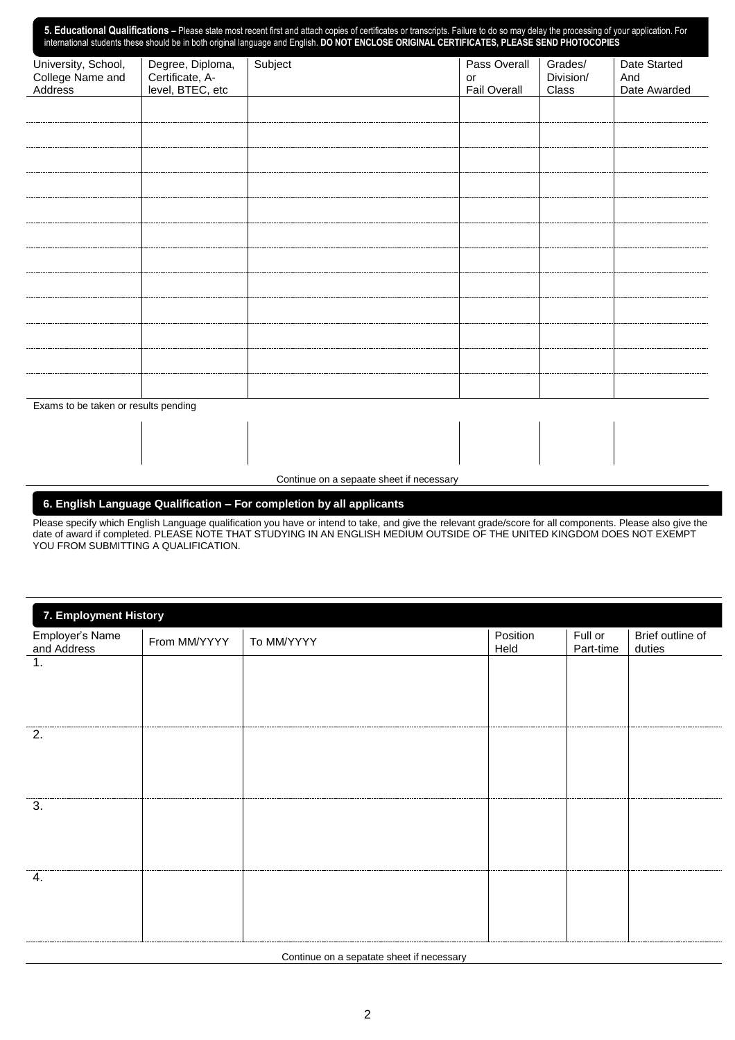## 5. Educational Qualifications

– Please state most recent first and attach copies of certificates or transcripts. Failure to do so may delay the processing of your application. For international students these should be in both original language and English. **DO NOT ENCLOSE ORIGINAL CERTIFICATES, PLEASE SEND PHOTOCOPIES**

| University, School, College Name and Address | Degree, Diploma, Certificate, A-level, BTEC, etc | Subject | Pass Overall or Fail Overall | Grades/ Division/ Class | Date Started And Date Awarded |
|---|---|---|---|---|---|
| | | | | | |
| | | | | | |
| | | | | | |
| | | | | | |
| | | | | | |
| | | | | | |
| | | | | | |
| | | | | | |
| | | | | | |
| | | | | | |
| | | | | | |
| | | | | | |

Exams to be taken or results pending

| | | | | | |
|---|---|---|---|---|---|
| | | | | | |

Continue on a sepaate sheet if necessary

## 6. English Language Qualification – For completion by all applicants

Please specify which English Language qualification you have or intend to take, and give the relevant grade/score for all components. Please also give the date of award if completed. PLEASE NOTE THAT STUDYING IN AN ENGLISH MEDIUM OUTSIDE OF THE UNITED KINGDOM DOES NOT EXEMPT YOU FROM SUBMITTING A QUALIFICATION.

## 7. Employment History

| Employer's Name and Address | From MM/YYYY | To MM/YYYY | Position Held | Full or Part-time | Brief outline of duties |
|---|---|---|---|---|---|
| 1. | | | | | |
| 2. | | | | | |
| 3. | | | | | |
| 4. | | | | | |

Continue on a sepatate sheet if necessary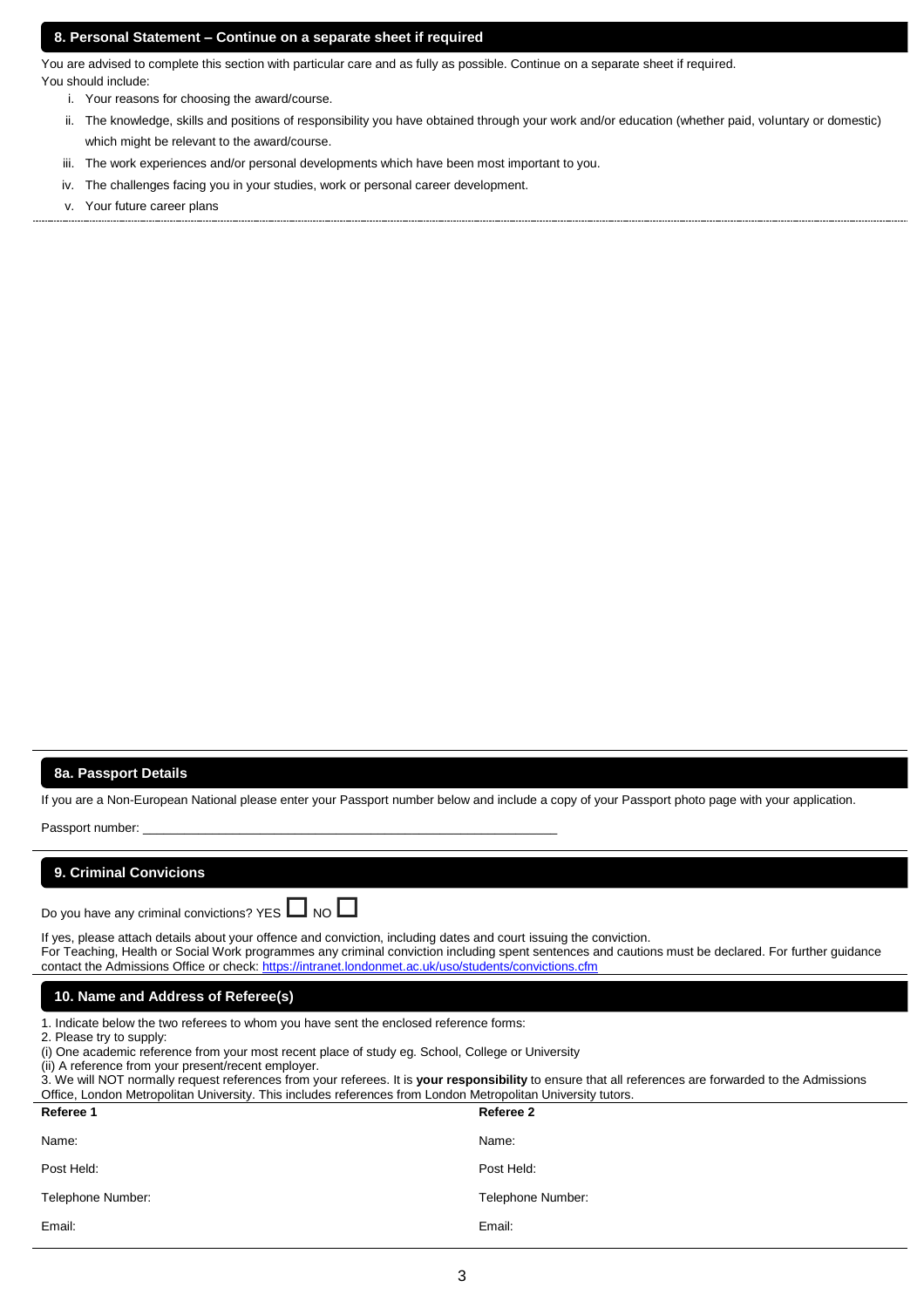## 8. Personal Statement – Continue on a separate sheet if required

You are advised to complete this section with particular care and as fully as possible. Continue on a separate sheet if required.
You should include:

i. Your reasons for choosing the award/course.
ii. The knowledge, skills and positions of responsibility you have obtained through your work and/or education (whether paid, voluntary or domestic) which might be relevant to the award/course.
iii. The work experiences and/or personal developments which have been most important to you.
iv. The challenges facing you in your studies, work or personal career development.
v. Your future career plans

## 8a. Passport Details

If you are a Non-European National please enter your Passport number below and include a copy of your Passport photo page with your application.

Passport number: ____________________________________________________________

## 9. Criminal Convicions

Do you have any criminal convictions? YES ☐ NO ☐

If yes, please attach details about your offence and conviction, including dates and court issuing the conviction.
For Teaching, Health or Social Work programmes any criminal conviction including spent sentences and cautions must be declared. For further guidance contact the Admissions Office or check: https://intranet.londonmet.ac.uk/uso/students/convictions.cfm

## 10. Name and Address of Referee(s)

1. Indicate below the two referees to whom you have sent the enclosed reference forms:
2. Please try to supply:
(i) One academic reference from your most recent place of study eg. School, College or University
(ii) A reference from your present/recent employer.
3. We will NOT normally request references from your referees. It is **your responsibility** to ensure that all references are forwarded to the Admissions Office, London Metropolitan University. This includes references from London Metropolitan University tutors.

| **Referee 1** | **Referee 2** |
|---|---|
| Name: | Name: |
| Post Held: | Post Held: |
| Telephone Number: | Telephone Number: |
| Email: | Email: |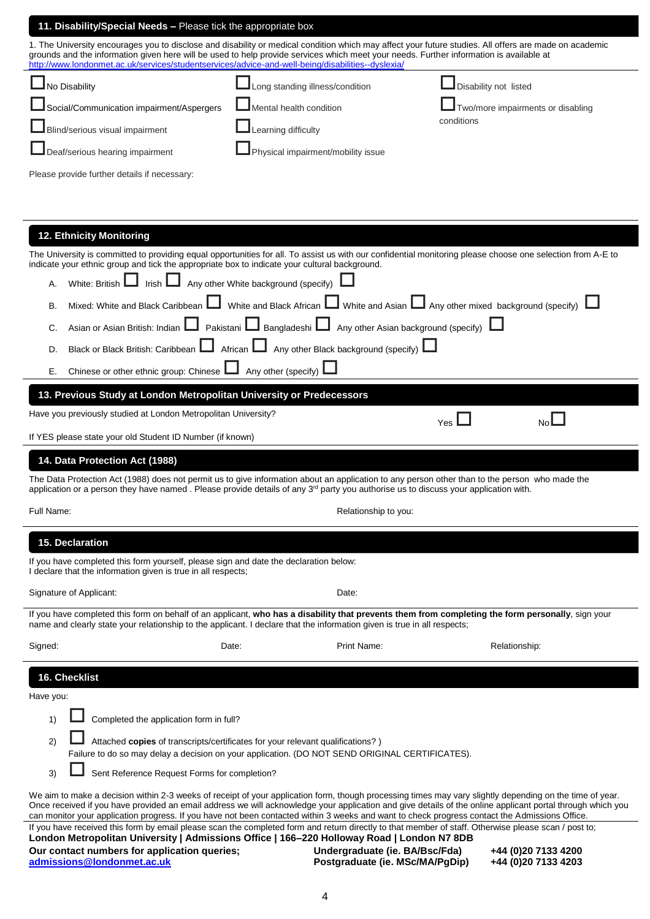## 11. Disability/Special Needs – Please tick the appropriate box

1. The University encourages you to disclose and disability or medical condition which may affect your future studies. All offers are made on academic grounds and the information given here will be used to help provide services which meet your needs. Further information is available at http://www.londonmet.ac.uk/services/studentservices/advice-and-well-being/disabilities--dyslexia/

- ☐ No Disability
- ☐ Social/Communication impairment/Aspergers
- ☐ Blind/serious visual impairment
- ☐ Deaf/serious hearing impairment
- ☐ Long standing illness/condition
- ☐ Mental health condition
- ☐ Learning difficulty
- ☐ Physical impairment/mobility issue
- ☐ Disability not listed
- ☐ Two/more impairments or disabling conditions

Please provide further details if necessary:

## 12. Ethnicity Monitoring

The University is committed to providing equal opportunities for all. To assist us with our confidential monitoring please choose one selection from A-E to indicate your ethnic group and tick the appropriate box to indicate your cultural background.

A. White: British ☐ Irish ☐ Any other White background (specify) ☐

B. Mixed: White and Black Caribbean ☐ White and Black African ☐ White and Asian ☐ Any other mixed background (specify) ☐

C. Asian or Asian British: Indian ☐ Pakistani ☐ Bangladeshi ☐ Any other Asian background (specify) ☐

D. Black or Black British: Caribbean ☐ African ☐ Any other Black background (specify) ☐

E. Chinese or other ethnic group: Chinese ☐ Any other (specify) ☐

## 13. Previous Study at London Metropolitan University or Predecessors

Have you previously studied at London Metropolitan University? Yes ☐ No ☐

If YES please state your old Student ID Number (if known)

## 14. Data Protection Act (1988)

The Data Protection Act (1988) does not permit us to give information about an application to any person other than to the person who made the application or a person they have named . Please provide details of any 3rd party you authorise us to discuss your application with.

Full Name: Relationship to you:

## 15. Declaration

If you have completed this form yourself, please sign and date the declaration below:
I declare that the information given is true in all respects;

Signature of Applicant: Date:

If you have completed this form on behalf of an applicant, **who has a disability that prevents them from completing the form personally**, sign your name and clearly state your relationship to the applicant. I declare that the information given is true in all respects;

Signed: Date: Print Name: Relationship:

## 16. Checklist

Have you:

1) ☐ Completed the application form in full?

2) ☐ Attached **copies** of transcripts/certificates for your relevant qualifications? )
Failure to do so may delay a decision on your application. (DO NOT SEND ORIGINAL CERTIFICATES).

3) ☐ Sent Reference Request Forms for completion?

We aim to make a decision within 2-3 weeks of receipt of your application form, though processing times may vary slightly depending on the time of year. Once received if you have provided an email address we will acknowledge your application and give details of the online applicant portal through which you can monitor your application progress. If you have not been contacted within 3 weeks and want to check progress contact the Admissions Office.

If you have received this form by email please scan the completed form and return directly to that member of staff. Otherwise please scan / post to;

**London Metropolitan University | Admissions Office | 166–220 Holloway Road | London N7 8DB**

**Our contact numbers for application queries;** **admissions@londonmet.ac.uk**

**Undergraduate (ie. BA/Bsc/Fda) +44 (0)20 7133 4200**

**Postgraduate (ie. MSc/MA/PgDip) +44 (0)20 7133 4203**